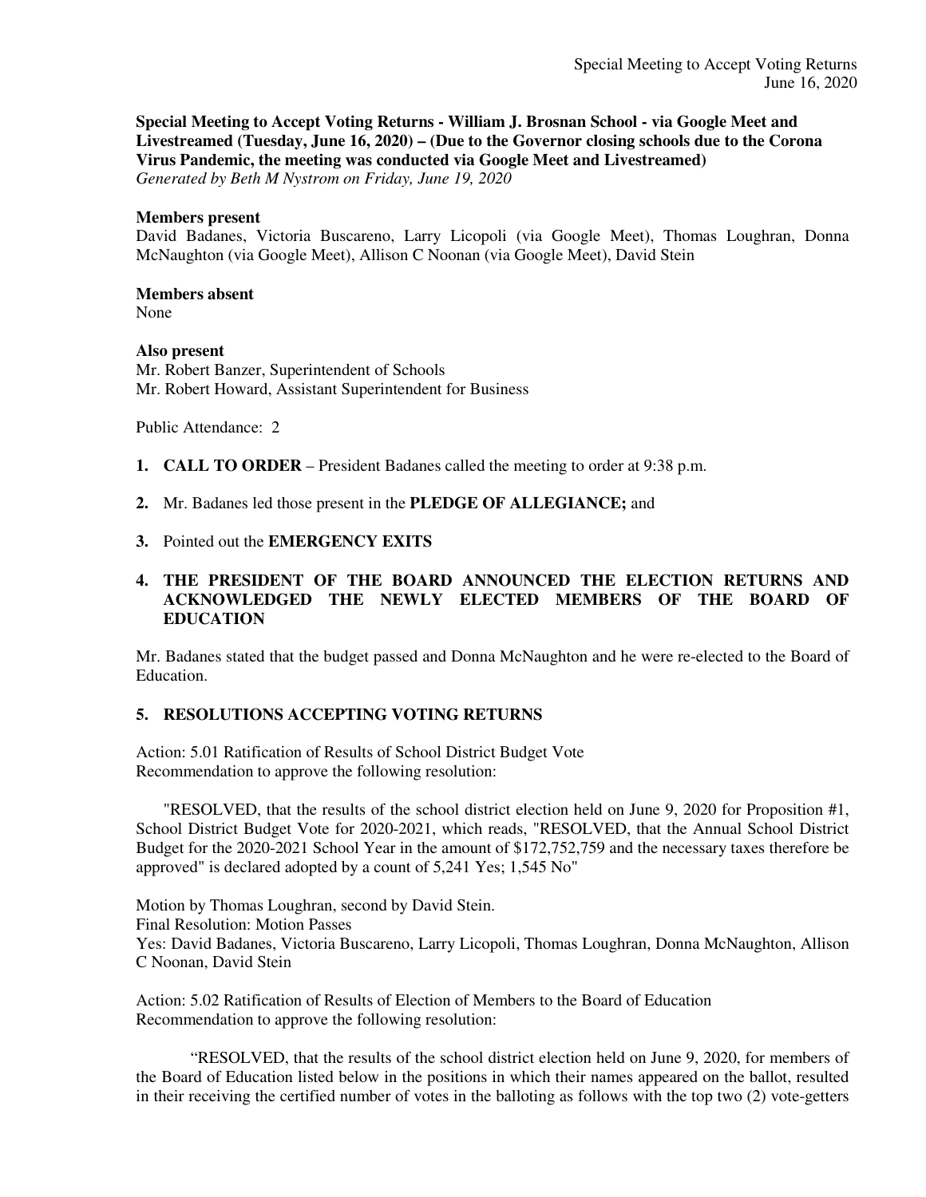**Special Meeting to Accept Voting Returns - William J. Brosnan School - via Google Meet and Livestreamed (Tuesday, June 16, 2020) – (Due to the Governor closing schools due to the Corona Virus Pandemic, the meeting was conducted via Google Meet and Livestreamed)**
*Generated by Beth M Nystrom on Friday, June 19, 2020*

**Members present**
David Badanes, Victoria Buscareno, Larry Licopoli (via Google Meet), Thomas Loughran, Donna McNaughton (via Google Meet), Allison C Noonan (via Google Meet), David Stein

**Members absent**
None

**Also present**
Mr. Robert Banzer, Superintendent of Schools
Mr. Robert Howard, Assistant Superintendent for Business

Public Attendance: 2

1. **CALL TO ORDER** – President Badanes called the meeting to order at 9:38 p.m.

2. Mr. Badanes led those present in the **PLEDGE OF ALLEGIANCE;** and

3. Pointed out the **EMERGENCY EXITS**

4. **THE PRESIDENT OF THE BOARD ANNOUNCED THE ELECTION RETURNS AND ACKNOWLEDGED THE NEWLY ELECTED MEMBERS OF THE BOARD OF EDUCATION**

Mr. Badanes stated that the budget passed and Donna McNaughton and he were re-elected to the Board of Education.

5. **RESOLUTIONS ACCEPTING VOTING RETURNS**

Action: 5.01 Ratification of Results of School District Budget Vote
Recommendation to approve the following resolution:

"RESOLVED, that the results of the school district election held on June 9, 2020 for Proposition #1, School District Budget Vote for 2020-2021, which reads, "RESOLVED, that the Annual School District Budget for the 2020-2021 School Year in the amount of $172,752,759 and the necessary taxes therefore be approved" is declared adopted by a count of 5,241 Yes; 1,545 No"

Motion by Thomas Loughran, second by David Stein.
Final Resolution: Motion Passes
Yes: David Badanes, Victoria Buscareno, Larry Licopoli, Thomas Loughran, Donna McNaughton, Allison C Noonan, David Stein

Action: 5.02 Ratification of Results of Election of Members to the Board of Education
Recommendation to approve the following resolution:

"RESOLVED, that the results of the school district election held on June 9, 2020, for members of the Board of Education listed below in the positions in which their names appeared on the ballot, resulted in their receiving the certified number of votes in the balloting as follows with the top two (2) vote-getters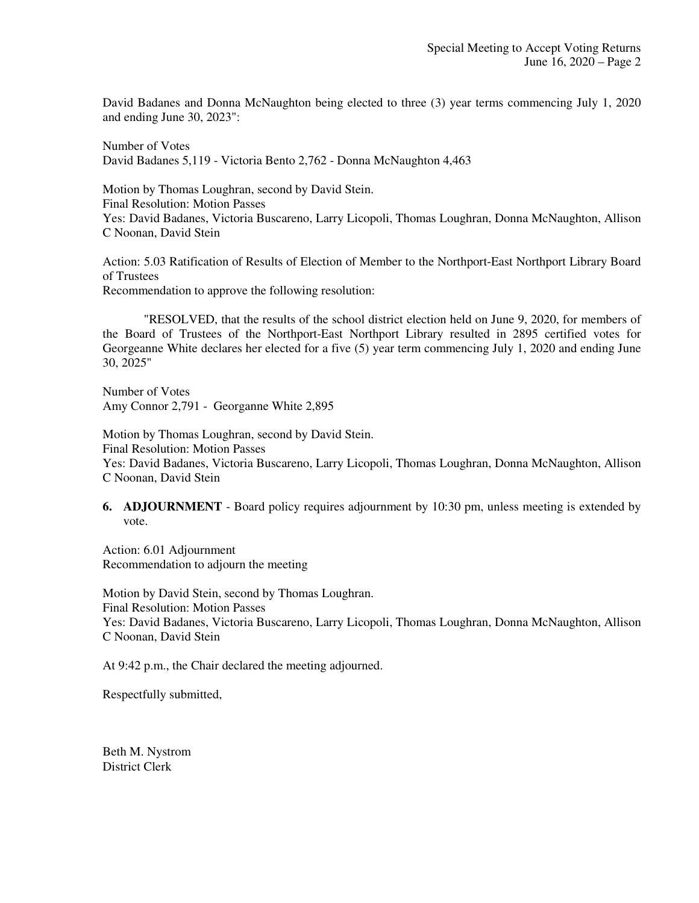David Badanes and Donna McNaughton being elected to three (3) year terms commencing July 1, 2020 and ending June 30, 2023":

Number of Votes
David Badanes 5,119 - Victoria Bento 2,762 - Donna McNaughton 4,463

Motion by Thomas Loughran, second by David Stein.
Final Resolution: Motion Passes
Yes: David Badanes, Victoria Buscareno, Larry Licopoli, Thomas Loughran, Donna McNaughton, Allison C Noonan, David Stein

Action: 5.03 Ratification of Results of Election of Member to the Northport-East Northport Library Board of Trustees
Recommendation to approve the following resolution:

"RESOLVED, that the results of the school district election held on June 9, 2020, for members of the Board of Trustees of the Northport-East Northport Library resulted in 2895 certified votes for Georgeanne White declares her elected for a five (5) year term commencing July 1, 2020 and ending June 30, 2025"

Number of Votes
Amy Connor 2,791 - Georganne White 2,895

Motion by Thomas Loughran, second by David Stein.
Final Resolution: Motion Passes
Yes: David Badanes, Victoria Buscareno, Larry Licopoli, Thomas Loughran, Donna McNaughton, Allison C Noonan, David Stein

**6. ADJOURNMENT** - Board policy requires adjournment by 10:30 pm, unless meeting is extended by vote.

Action: 6.01 Adjournment
Recommendation to adjourn the meeting

Motion by David Stein, second by Thomas Loughran.
Final Resolution: Motion Passes
Yes: David Badanes, Victoria Buscareno, Larry Licopoli, Thomas Loughran, Donna McNaughton, Allison C Noonan, David Stein

At 9:42 p.m., the Chair declared the meeting adjourned.

Respectfully submitted,

Beth M. Nystrom
District Clerk